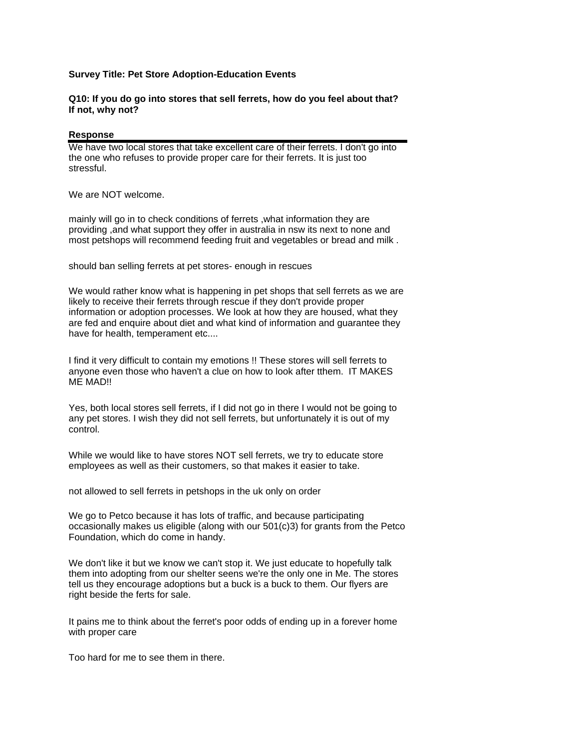**Survey Title: Pet Store Adoption-Education Events**

**Q10: If you do go into stores that sell ferrets, how do you feel about that? If not, why not?**

**Response**

We have two local stores that take excellent care of their ferrets. I don't go into the one who refuses to provide proper care for their ferrets. It is just too stressful.

We are NOT welcome.

mainly will go in to check conditions of ferrets ,what information they are providing ,and what support they offer in australia in nsw its next to none and most petshops will recommend feeding fruit and vegetables or bread and milk .

should ban selling ferrets at pet stores- enough in rescues

We would rather know what is happening in pet shops that sell ferrets as we are likely to receive their ferrets through rescue if they don't provide proper information or adoption processes. We look at how they are housed, what they are fed and enquire about diet and what kind of information and guarantee they have for health, temperament etc....

I find it very difficult to contain my emotions !! These stores will sell ferrets to anyone even those who haven't a clue on how to look after tthem. IT MAKES ME MAD!!

Yes, both local stores sell ferrets, if I did not go in there I would not be going to any pet stores. I wish they did not sell ferrets, but unfortunately it is out of my control.

While we would like to have stores NOT sell ferrets, we try to educate store employees as well as their customers, so that makes it easier to take.

not allowed to sell ferrets in petshops in the uk only on order

We go to Petco because it has lots of traffic, and because participating occasionally makes us eligible (along with our 501(c)3) for grants from the Petco Foundation, which do come in handy.

We don't like it but we know we can't stop it. We just educate to hopefully talk them into adopting from our shelter seens we're the only one in Me. The stores tell us they encourage adoptions but a buck is a buck to them. Our flyers are right beside the ferts for sale.

It pains me to think about the ferret's poor odds of ending up in a forever home with proper care

Too hard for me to see them in there.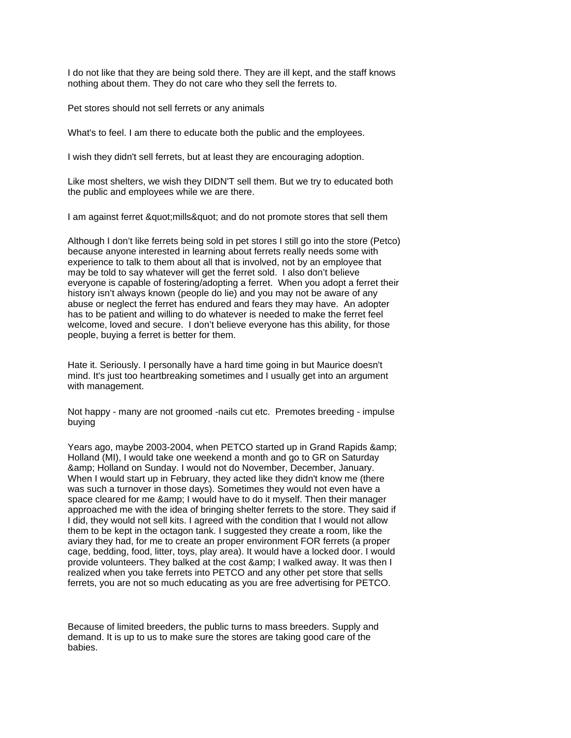I do not like that they are being sold there. They are ill kept, and the staff knows nothing about them. They do not care who they sell the ferrets to.

Pet stores should not sell ferrets or any animals

What's to feel. I am there to educate both the public and the employees.

I wish they didn't sell ferrets, but at least they are encouraging adoption.

Like most shelters, we wish they DIDN'T sell them. But we try to educated both the public and employees while we are there.

I am against ferret &quot;mills&quot; and do not promote stores that sell them

Although I don't like ferrets being sold in pet stores I still go into the store (Petco) because anyone interested in learning about ferrets really needs some with experience to talk to them about all that is involved, not by an employee that may be told to say whatever will get the ferret sold. I also don't believe everyone is capable of fostering/adopting a ferret. When you adopt a ferret their history isn't always known (people do lie) and you may not be aware of any abuse or neglect the ferret has endured and fears they may have. An adopter has to be patient and willing to do whatever is needed to make the ferret feel welcome, loved and secure. I don't believe everyone has this ability, for those people, buying a ferret is better for them.

Hate it. Seriously. I personally have a hard time going in but Maurice doesn't mind. It's just too heartbreaking sometimes and I usually get into an argument with management.

Not happy - many are not groomed -nails cut etc. Premotes breeding - impulse buying

Years ago, maybe 2003-2004, when PETCO started up in Grand Rapids &amp; Holland (MI), I would take one weekend a month and go to GR on Saturday &amp; Holland on Sunday. I would not do November, December, January. When I would start up in February, they acted like they didn't know me (there was such a turnover in those days). Sometimes they would not even have a space cleared for me &amp; I would have to do it myself. Then their manager approached me with the idea of bringing shelter ferrets to the store. They said if I did, they would not sell kits. I agreed with the condition that I would not allow them to be kept in the octagon tank. I suggested they create a room, like the aviary they had, for me to create an proper environment FOR ferrets (a proper cage, bedding, food, litter, toys, play area). It would have a locked door. I would provide volunteers. They balked at the cost &amp; I walked away. It was then I realized when you take ferrets into PETCO and any other pet store that sells ferrets, you are not so much educating as you are free advertising for PETCO.

Because of limited breeders, the public turns to mass breeders. Supply and demand. It is up to us to make sure the stores are taking good care of the babies.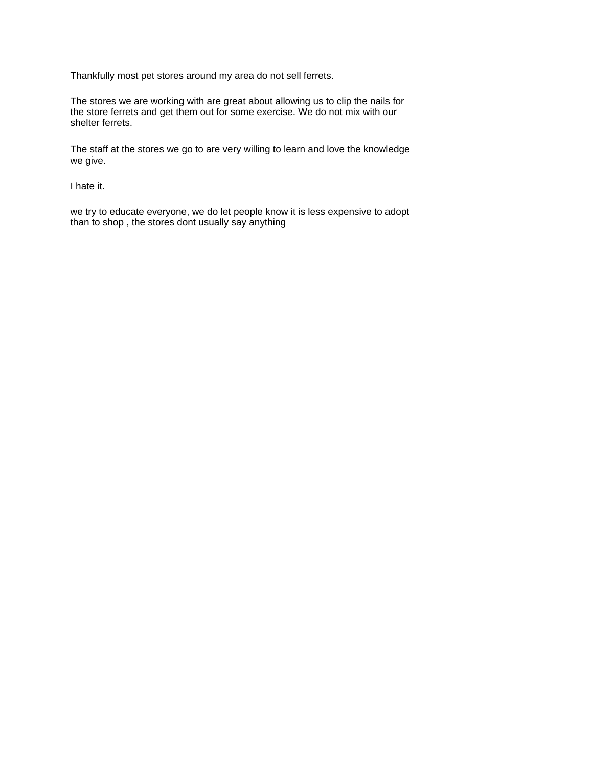Thankfully most pet stores around my area do not sell ferrets.

The stores we are working with are great about allowing us to clip the nails for the store ferrets and get them out for some exercise. We do not mix with our shelter ferrets.

The staff at the stores we go to are very willing to learn and love the knowledge we give.

I hate it.

we try to educate everyone, we do let people know it is less expensive to adopt than to shop , the stores dont usually say anything